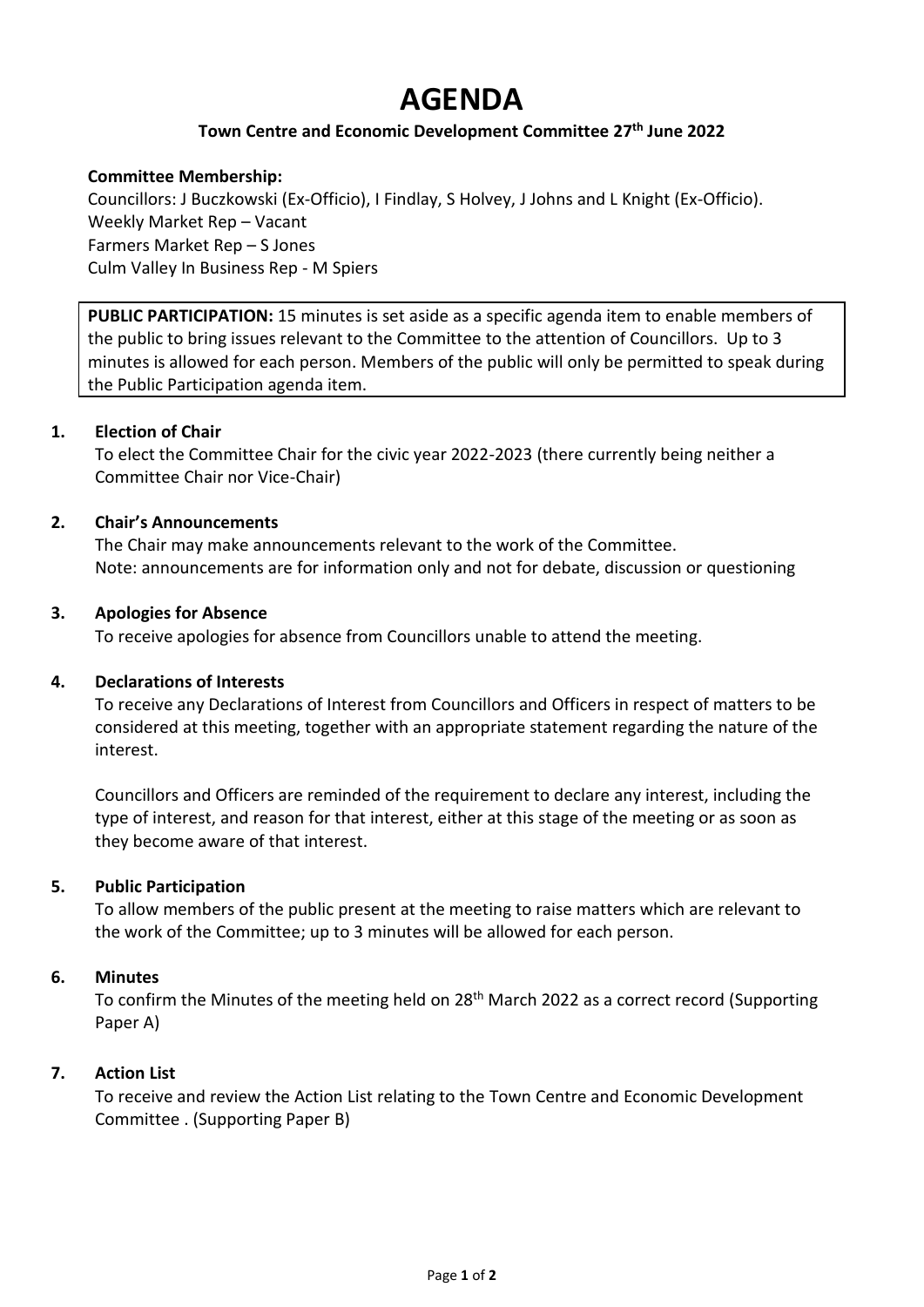# AGENDA

**Town Centre and Economic Development Committee 27th June 2022**

**Committee Membership:**
Councillors: J Buczkowski (Ex-Officio), I Findlay, S Holvey, J Johns and L Knight (Ex-Officio).
Weekly Market Rep – Vacant
Farmers Market Rep – S Jones
Culm Valley In Business Rep - M Spiers

**PUBLIC PARTICIPATION:** 15 minutes is set aside as a specific agenda item to enable members of the public to bring issues relevant to the Committee to the attention of Councillors. Up to 3 minutes is allowed for each person. Members of the public will only be permitted to speak during the Public Participation agenda item.

**1. Election of Chair**

To elect the Committee Chair for the civic year 2022-2023 (there currently being neither a Committee Chair nor Vice-Chair)

**2. Chair's Announcements**

The Chair may make announcements relevant to the work of the Committee.
Note: announcements are for information only and not for debate, discussion or questioning

**3. Apologies for Absence**

To receive apologies for absence from Councillors unable to attend the meeting.

**4. Declarations of Interests**

To receive any Declarations of Interest from Councillors and Officers in respect of matters to be considered at this meeting, together with an appropriate statement regarding the nature of the interest.

Councillors and Officers are reminded of the requirement to declare any interest, including the type of interest, and reason for that interest, either at this stage of the meeting or as soon as they become aware of that interest.

**5. Public Participation**

To allow members of the public present at the meeting to raise matters which are relevant to the work of the Committee; up to 3 minutes will be allowed for each person.

**6. Minutes**

To confirm the Minutes of the meeting held on 28th March 2022 as a correct record (Supporting Paper A)

**7. Action List**

To receive and review the Action List relating to the Town Centre and Economic Development Committee . (Supporting Paper B)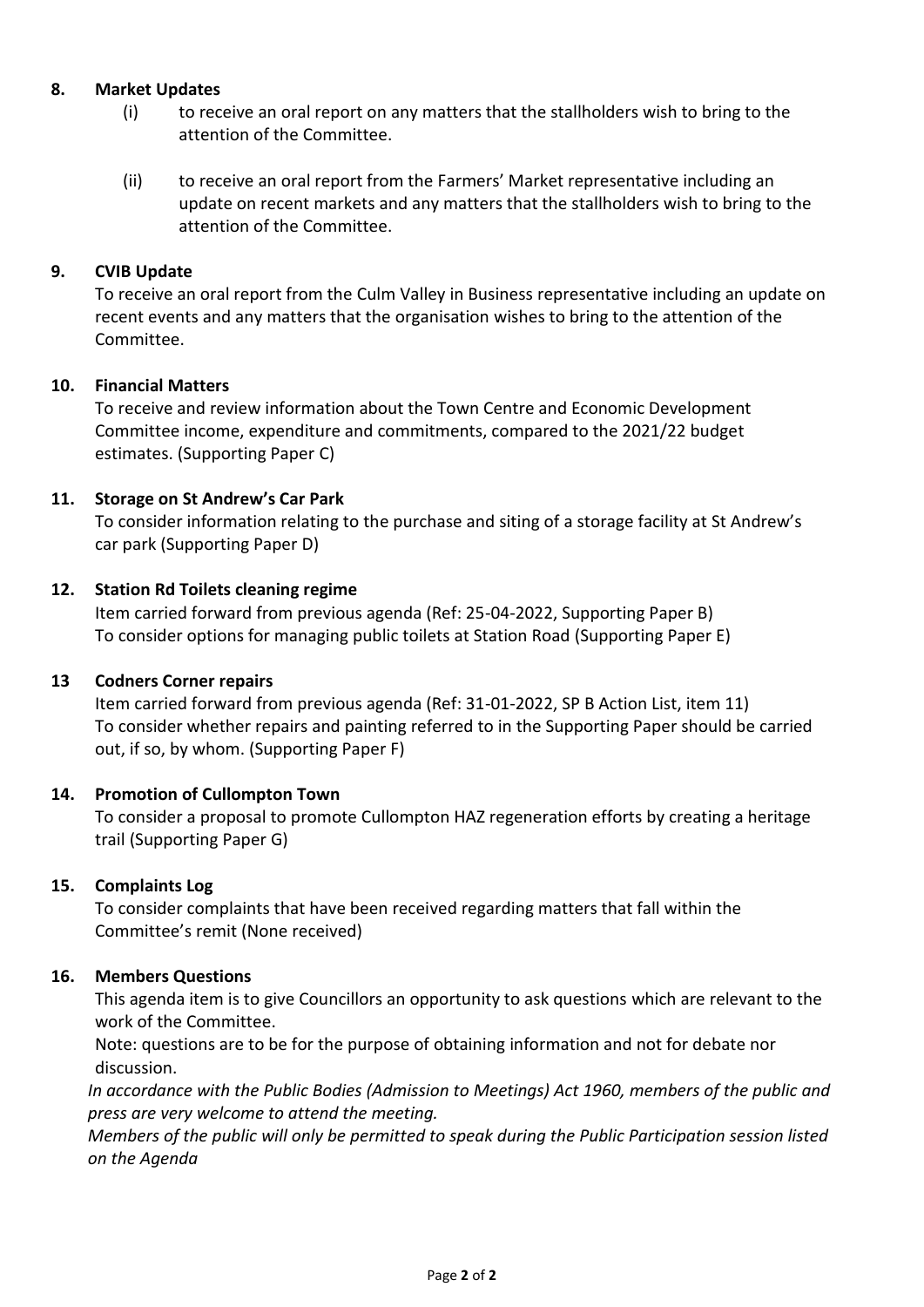## 8. Market Updates

(i) to receive an oral report on any matters that the stallholders wish to bring to the attention of the Committee.

(ii) to receive an oral report from the Farmers' Market representative including an update on recent markets and any matters that the stallholders wish to bring to the attention of the Committee.

## 9. CVIB Update

To receive an oral report from the Culm Valley in Business representative including an update on recent events and any matters that the organisation wishes to bring to the attention of the Committee.

## 10. Financial Matters

To receive and review information about the Town Centre and Economic Development Committee income, expenditure and commitments, compared to the 2021/22 budget estimates. (Supporting Paper C)

## 11. Storage on St Andrew's Car Park

To consider information relating to the purchase and siting of a storage facility at St Andrew's car park (Supporting Paper D)

## 12. Station Rd Toilets cleaning regime

Item carried forward from previous agenda (Ref: 25-04-2022, Supporting Paper B)
To consider options for managing public toilets at Station Road (Supporting Paper E)

## 13 Codners Corner repairs

Item carried forward from previous agenda (Ref: 31-01-2022, SP B Action List, item 11)
To consider whether repairs and painting referred to in the Supporting Paper should be carried out, if so, by whom. (Supporting Paper F)

## 14. Promotion of Cullompton Town

To consider a proposal to promote Cullompton HAZ regeneration efforts by creating a heritage trail (Supporting Paper G)

## 15. Complaints Log

To consider complaints that have been received regarding matters that fall within the Committee's remit (None received)

## 16. Members Questions

This agenda item is to give Councillors an opportunity to ask questions which are relevant to the work of the Committee.
Note: questions are to be for the purpose of obtaining information and not for debate nor discussion.

*In accordance with the Public Bodies (Admission to Meetings) Act 1960, members of the public and press are very welcome to attend the meeting.*

*Members of the public will only be permitted to speak during the Public Participation session listed on the Agenda*